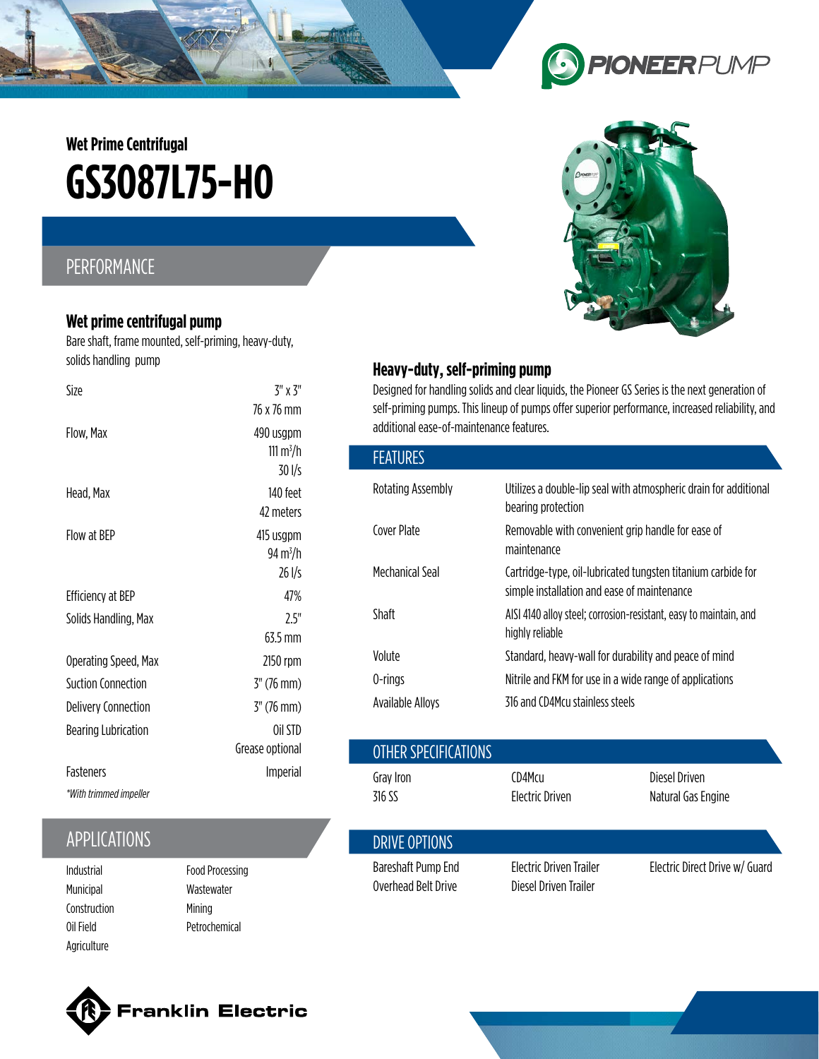# Wet Prime Centrifugal

# GS3087L75-HO

## PERFORMANCE

### Wet prime centrifugal pump

Bare shaft, frame mounted, self-priming, heavy-duty, solids handling pump

| | |
|---|---|
| Size | 3" x 3"<br>76 x 76 mm |
| Flow, Max | 490 usgpm<br>111 m³/h<br>30 l/s |
| Head, Max | 140 feet<br>42 meters |
| Flow at BEP | 415 usgpm<br>94 m³/h<br>26 l/s |
| Efficiency at BEP | 47% |
| Solids Handling, Max | 2.5"<br>63.5 mm |
| Operating Speed, Max | 2150 rpm |
| Suction Connection | 3" (76 mm) |
| Delivery Connection | 3" (76 mm) |
| Bearing Lubrication | Oil STD<br>Grease optional |
| Fasteners | Imperial |

*\*With trimmed impeller*

## APPLICATIONS

- Industrial
- Municipal
- Construction
- Oil Field
- Agriculture
- Food Processing
- Wastewater
- Mining
- Petrochemical

### Heavy-duty, self-priming pump

Designed for handling solids and clear liquids, the Pioneer GS Series is the next generation of self-priming pumps. This lineup of pumps offer superior performance, increased reliability, and additional ease-of-maintenance features.

## FEATURES

| | |
|---|---|
| Rotating Assembly | Utilizes a double-lip seal with atmospheric drain for additional bearing protection |
| Cover Plate | Removable with convenient grip handle for ease of maintenance |
| Mechanical Seal | Cartridge-type, oil-lubricated tungsten titanium carbide for simple installation and ease of maintenance |
| Shaft | AISI 4140 alloy steel; corrosion-resistant, easy to maintain, and highly reliable |
| Volute | Standard, heavy-wall for durability and peace of mind |
| O-rings | Nitrile and FKM for use in a wide range of applications |
| Available Alloys | 316 and CD4Mcu stainless steels |

## OTHER SPECIFICATIONS

| | | |
|---|---|---|
| Gray Iron | CD4Mcu | Diesel Driven |
| 316 SS | Electric Driven | Natural Gas Engine |

## DRIVE OPTIONS

| | | |
|---|---|---|
| Bareshaft Pump End | Electric Driven Trailer | Electric Direct Drive w/ Guard |
| Overhead Belt Drive | Diesel Driven Trailer | |

Franklin Electric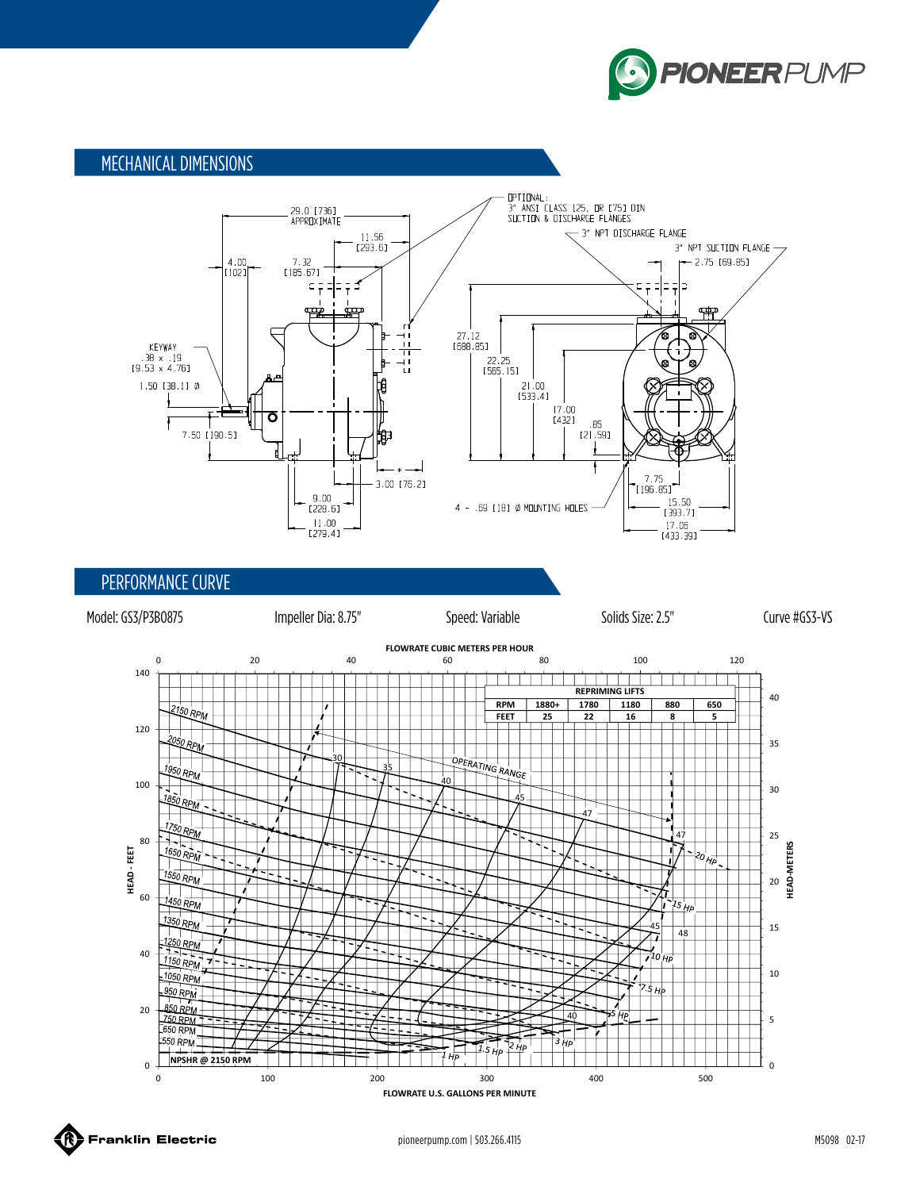## MECHANICAL DIMENSIONS

OPTIONAL:
3" ANSI CLASS 125, OR [75] DIN
SUCTION & DISCHARGE FLANGES

3" NPT DISCHARGE FLANGE

3" NPT SUCTION FLANGE

29.0 [736]
APPROXIMATE

11.56
[293.6]

4.00
[102]

7.32
[185.67]

KEYWAY
.38 x .19
[9.53 x 4.76]

1.50 [38.1] Ø

7.50 [190.5]

9.00
[228.6]

11.00
[279.4]

3.00 [76.2]

27.12
[688.85]

22.25
[565.15]

21.00
[533.4]

17.00
[432]

.85
[21.59]

2.75 [69.85]

7.75
[196.85]

15.50
[393.7]

17.06
[433.39]

4 - .69 [18] Ø MOUNTING HOLES

## PERFORMANCE CURVE

Model: GS3/P3B0875 | Impeller Dia: 8.75" | Speed: Variable | Solids Size: 2.5" | Curve #GS3-VS

| REPRIMING LIFTS | | | | | |
|---|---|---|---|---|---|
| RPM | 1880+ | 1780 | 1180 | 880 | 650 |
| FEET | 25 | 22 | 16 | 8 | 5 |

FLOWRATE CUBIC METERS PER HOUR

0, 20, 40, 60, 80, 100, 120

HEAD - FEET

0, 20, 40, 60, 80, 100, 120, 140

HEAD-METERS

0, 5, 10, 15, 20, 25, 30, 35, 40

2150 RPM
2050 RPM
1950 RPM
1850 RPM
1750 RPM
1650 RPM
1550 RPM
1450 RPM
1350 RPM
1250 RPM
1150 RPM
1050 RPM
950 RPM
850 RPM
750 RPM
650 RPM
550 RPM

OPERATING RANGE

30, 35, 40, 45, 47, 47, 45, 48, 40

20 HP
15 HP
10 HP
7.5 HP
5 HP
3 HP
2 HP
1.5 HP
1 HP

NPSHR @ 2150 RPM

0, 100, 200, 300, 400, 500

FLOWRATE U.S. GALLONS PER MINUTE

Franklin Electric

pioneerpump.com | 503.266.4115

M5098 02-17